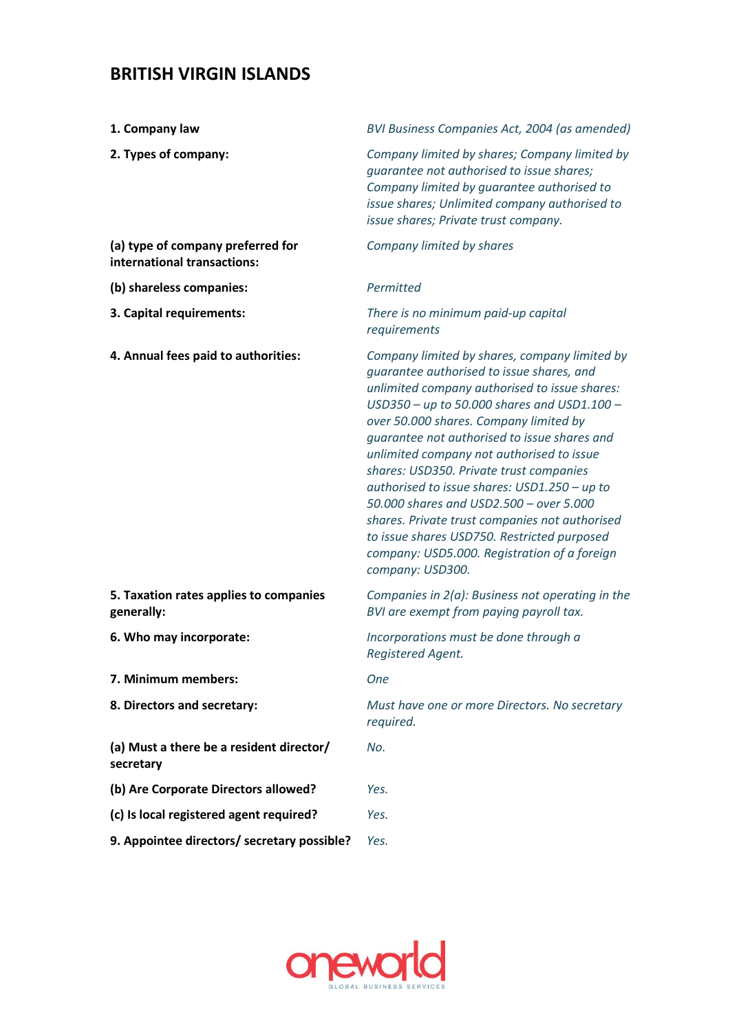# BRITISH VIRGIN ISLANDS

| | |
|---|---|
| **1. Company law** | *BVI Business Companies Act, 2004 (as amended)* |
| **2. Types of company:** | *Company limited by shares; Company limited by guarantee not authorised to issue shares; Company limited by guarantee authorised to issue shares; Unlimited company authorised to issue shares; Private trust company.* |
| **(a) type of company preferred for international transactions:** | *Company limited by shares* |
| **(b) shareless companies:** | *Permitted* |
| **3. Capital requirements:** | *There is no minimum paid-up capital requirements* |
| **4. Annual fees paid to authorities:** | *Company limited by shares, company limited by guarantee authorised to issue shares, and unlimited company authorised to issue shares: USD350 – up to 50.000 shares and USD1.100 – over 50.000 shares. Company limited by guarantee not authorised to issue shares and unlimited company not authorised to issue shares: USD350. Private trust companies authorised to issue shares: USD1.250 – up to 50.000 shares and USD2.500 – over 5.000 shares. Private trust companies not authorised to issue shares USD750. Restricted purposed company: USD5.000. Registration of a foreign company: USD300.* |
| **5. Taxation rates applies to companies generally:** | *Companies in 2(a): Business not operating in the BVI are exempt from paying payroll tax.* |
| **6. Who may incorporate:** | *Incorporations must be done through a Registered Agent.* |
| **7. Minimum members:** | *One* |
| **8. Directors and secretary:** | *Must have one or more Directors. No secretary required.* |
| **(a) Must a there be a resident director/ secretary** | *No.* |
| **(b) Are Corporate Directors allowed?** | *Yes.* |
| **(c) Is local registered agent required?** | *Yes.* |
| **9. Appointee directors/ secretary possible?** | *Yes.* |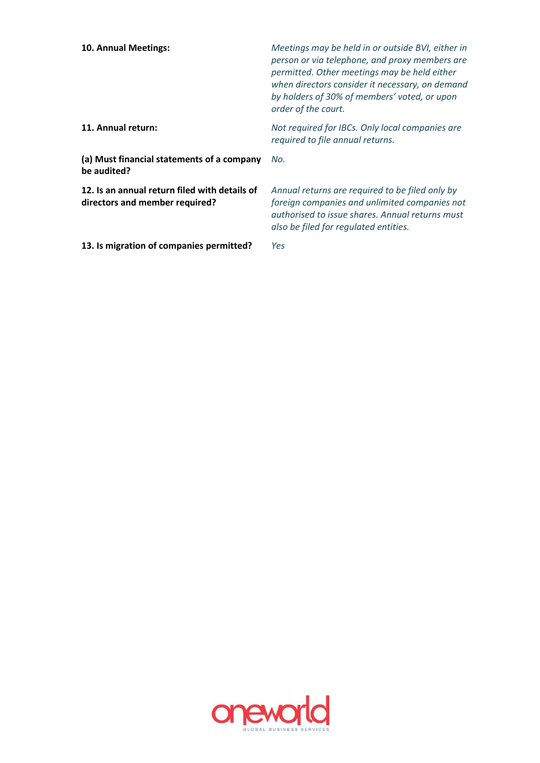| | |
|---|---|
| **10. Annual Meetings:** | *Meetings may be held in or outside BVI, either in person or via telephone, and proxy members are permitted. Other meetings may be held either when directors consider it necessary, on demand by holders of 30% of members' voted, or upon order of the court.* |
| **11. Annual return:** | *Not required for IBCs. Only local companies are required to file annual returns.* |
| **(a) Must financial statements of a company be audited?** | *No.* |
| **12. Is an annual return filed with details of directors and member required?** | *Annual returns are required to be filed only by foreign companies and unlimited companies not authorised to issue shares. Annual returns must also be filed for regulated entities.* |
| **13. Is migration of companies permitted?** | *Yes* |